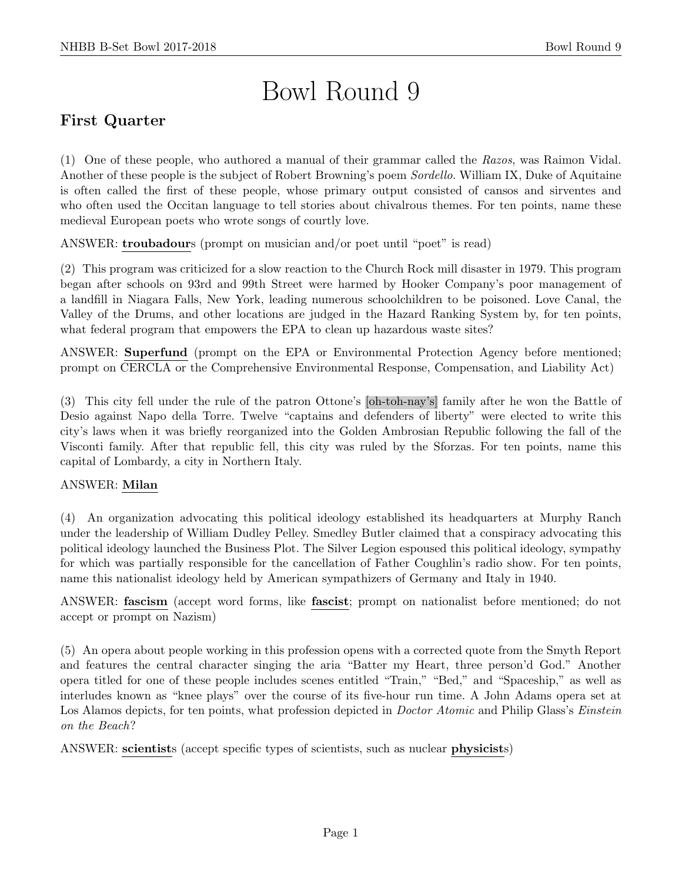# Bowl Round 9

## First Quarter

(1) One of these people, who authored a manual of their grammar called the *Razos*, was Raimon Vidal. Another of these people is the subject of Robert Browning's poem *Sordello*. William IX, Duke of Aquitaine is often called the first of these people, whose primary output consisted of cansos and sirventes and who often used the Occitan language to tell stories about chivalrous themes. For ten points, name these medieval European poets who wrote songs of courtly love.

ANSWER: **troubadour**s (prompt on musician and/or poet until "poet" is read)

(2) This program was criticized for a slow reaction to the Church Rock mill disaster in 1979. This program began after schools on 93rd and 99th Street were harmed by Hooker Company's poor management of a landfill in Niagara Falls, New York, leading numerous schoolchildren to be poisoned. Love Canal, the Valley of the Drums, and other locations are judged in the Hazard Ranking System by, for ten points, what federal program that empowers the EPA to clean up hazardous waste sites?

ANSWER: **Superfund** (prompt on the EPA or Environmental Protection Agency before mentioned; prompt on CERCLA or the Comprehensive Environmental Response, Compensation, and Liability Act)

(3) This city fell under the rule of the patron Ottone's [oh-toh-nay's] family after he won the Battle of Desio against Napo della Torre. Twelve "captains and defenders of liberty" were elected to write this city's laws when it was briefly reorganized into the Golden Ambrosian Republic following the fall of the Visconti family. After that republic fell, this city was ruled by the Sforzas. For ten points, name this capital of Lombardy, a city in Northern Italy.

ANSWER: **Milan**

(4) An organization advocating this political ideology established its headquarters at Murphy Ranch under the leadership of William Dudley Pelley. Smedley Butler claimed that a conspiracy advocating this political ideology launched the Business Plot. The Silver Legion espoused this political ideology, sympathy for which was partially responsible for the cancellation of Father Coughlin's radio show. For ten points, name this nationalist ideology held by American sympathizers of Germany and Italy in 1940.

ANSWER: **fascism** (accept word forms, like **fascist**; prompt on nationalist before mentioned; do not accept or prompt on Nazism)

(5) An opera about people working in this profession opens with a corrected quote from the Smyth Report and features the central character singing the aria "Batter my Heart, three person'd God." Another opera titled for one of these people includes scenes entitled "Train," "Bed," and "Spaceship," as well as interludes known as "knee plays" over the course of its five-hour run time. A John Adams opera set at Los Alamos depicts, for ten points, what profession depicted in *Doctor Atomic* and Philip Glass's *Einstein on the Beach*?

ANSWER: **scientist**s (accept specific types of scientists, such as nuclear **physicist**s)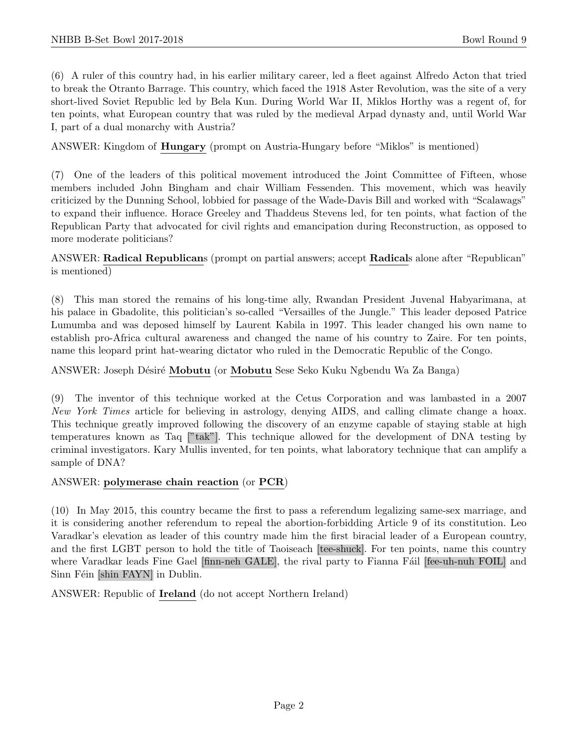(6) A ruler of this country had, in his earlier military career, led a fleet against Alfredo Acton that tried to break the Otranto Barrage. This country, which faced the 1918 Aster Revolution, was the site of a very short-lived Soviet Republic led by Bela Kun. During World War II, Miklos Horthy was a regent of, for ten points, what European country that was ruled by the medieval Arpad dynasty and, until World War I, part of a dual monarchy with Austria?

ANSWER: Kingdom of **Hungary** (prompt on Austria-Hungary before "Miklos" is mentioned)

(7) One of the leaders of this political movement introduced the Joint Committee of Fifteen, whose members included John Bingham and chair William Fessenden. This movement, which was heavily criticized by the Dunning School, lobbied for passage of the Wade-Davis Bill and worked with "Scalawags" to expand their influence. Horace Greeley and Thaddeus Stevens led, for ten points, what faction of the Republican Party that advocated for civil rights and emancipation during Reconstruction, as opposed to more moderate politicians?

ANSWER: **Radical Republican**s (prompt on partial answers; accept **Radical**s alone after "Republican" is mentioned)

(8) This man stored the remains of his long-time ally, Rwandan President Juvenal Habyarimana, at his palace in Gbadolite, this politician's so-called "Versailles of the Jungle." This leader deposed Patrice Lumumba and was deposed himself by Laurent Kabila in 1997. This leader changed his own name to establish pro-Africa cultural awareness and changed the name of his country to Zaire. For ten points, name this leopard print hat-wearing dictator who ruled in the Democratic Republic of the Congo.

ANSWER: Joseph Désiré **Mobutu** (or **Mobutu** Sese Seko Kuku Ngbendu Wa Za Banga)

(9) The inventor of this technique worked at the Cetus Corporation and was lambasted in a 2007 *New York Times* article for believing in astrology, denying AIDS, and calling climate change a hoax. This technique greatly improved following the discovery of an enzyme capable of staying stable at high temperatures known as Taq ["tak"]. This technique allowed for the development of DNA testing by criminal investigators. Kary Mullis invented, for ten points, what laboratory technique that can amplify a sample of DNA?

ANSWER: **polymerase chain reaction** (or **PCR**)

(10) In May 2015, this country became the first to pass a referendum legalizing same-sex marriage, and it is considering another referendum to repeal the abortion-forbidding Article 9 of its constitution. Leo Varadkar's elevation as leader of this country made him the first biracial leader of a European country, and the first LGBT person to hold the title of Taoiseach [tee-shuck]. For ten points, name this country where Varadkar leads Fine Gael [finn-neh GALE], the rival party to Fianna Fáil [fee-uh-nuh FOIL] and Sinn Féin [shin FAYN] in Dublin.

ANSWER: Republic of **Ireland** (do not accept Northern Ireland)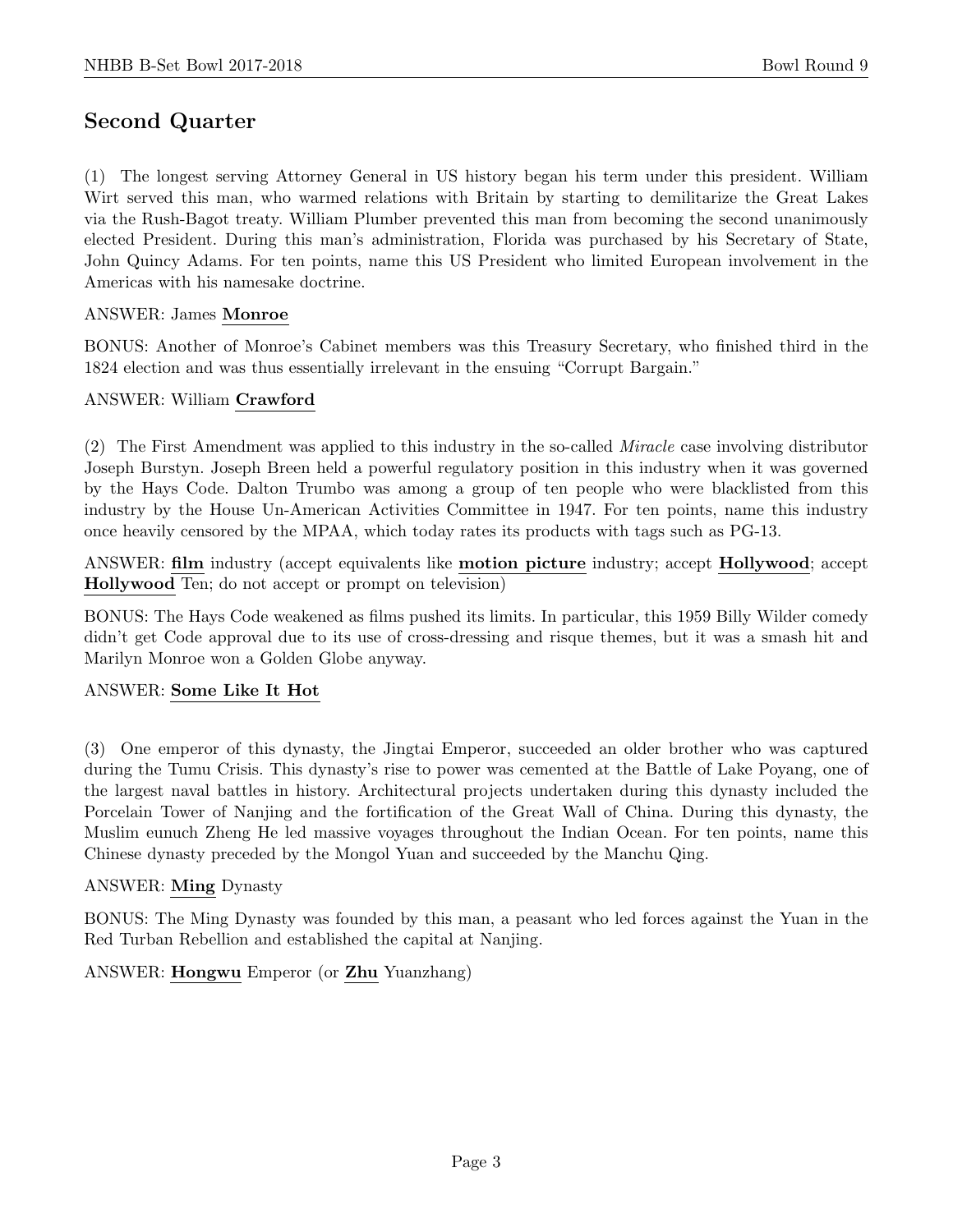## Second Quarter

(1) The longest serving Attorney General in US history began his term under this president. William Wirt served this man, who warmed relations with Britain by starting to demilitarize the Great Lakes via the Rush-Bagot treaty. William Plumber prevented this man from becoming the second unanimously elected President. During this man's administration, Florida was purchased by his Secretary of State, John Quincy Adams. For ten points, name this US President who limited European involvement in the Americas with his namesake doctrine.

ANSWER: James **Monroe**

BONUS: Another of Monroe's Cabinet members was this Treasury Secretary, who finished third in the 1824 election and was thus essentially irrelevant in the ensuing "Corrupt Bargain."

ANSWER: William **Crawford**

(2) The First Amendment was applied to this industry in the so-called *Miracle* case involving distributor Joseph Burstyn. Joseph Breen held a powerful regulatory position in this industry when it was governed by the Hays Code. Dalton Trumbo was among a group of ten people who were blacklisted from this industry by the House Un-American Activities Committee in 1947. For ten points, name this industry once heavily censored by the MPAA, which today rates its products with tags such as PG-13.

ANSWER: **film** industry (accept equivalents like **motion picture** industry; accept **Hollywood**; accept **Hollywood** Ten; do not accept or prompt on television)

BONUS: The Hays Code weakened as films pushed its limits. In particular, this 1959 Billy Wilder comedy didn't get Code approval due to its use of cross-dressing and risque themes, but it was a smash hit and Marilyn Monroe won a Golden Globe anyway.

ANSWER: **Some Like It Hot**

(3) One emperor of this dynasty, the Jingtai Emperor, succeeded an older brother who was captured during the Tumu Crisis. This dynasty's rise to power was cemented at the Battle of Lake Poyang, one of the largest naval battles in history. Architectural projects undertaken during this dynasty included the Porcelain Tower of Nanjing and the fortification of the Great Wall of China. During this dynasty, the Muslim eunuch Zheng He led massive voyages throughout the Indian Ocean. For ten points, name this Chinese dynasty preceded by the Mongol Yuan and succeeded by the Manchu Qing.

ANSWER: **Ming** Dynasty

BONUS: The Ming Dynasty was founded by this man, a peasant who led forces against the Yuan in the Red Turban Rebellion and established the capital at Nanjing.

ANSWER: **Hongwu** Emperor (or **Zhu** Yuanzhang)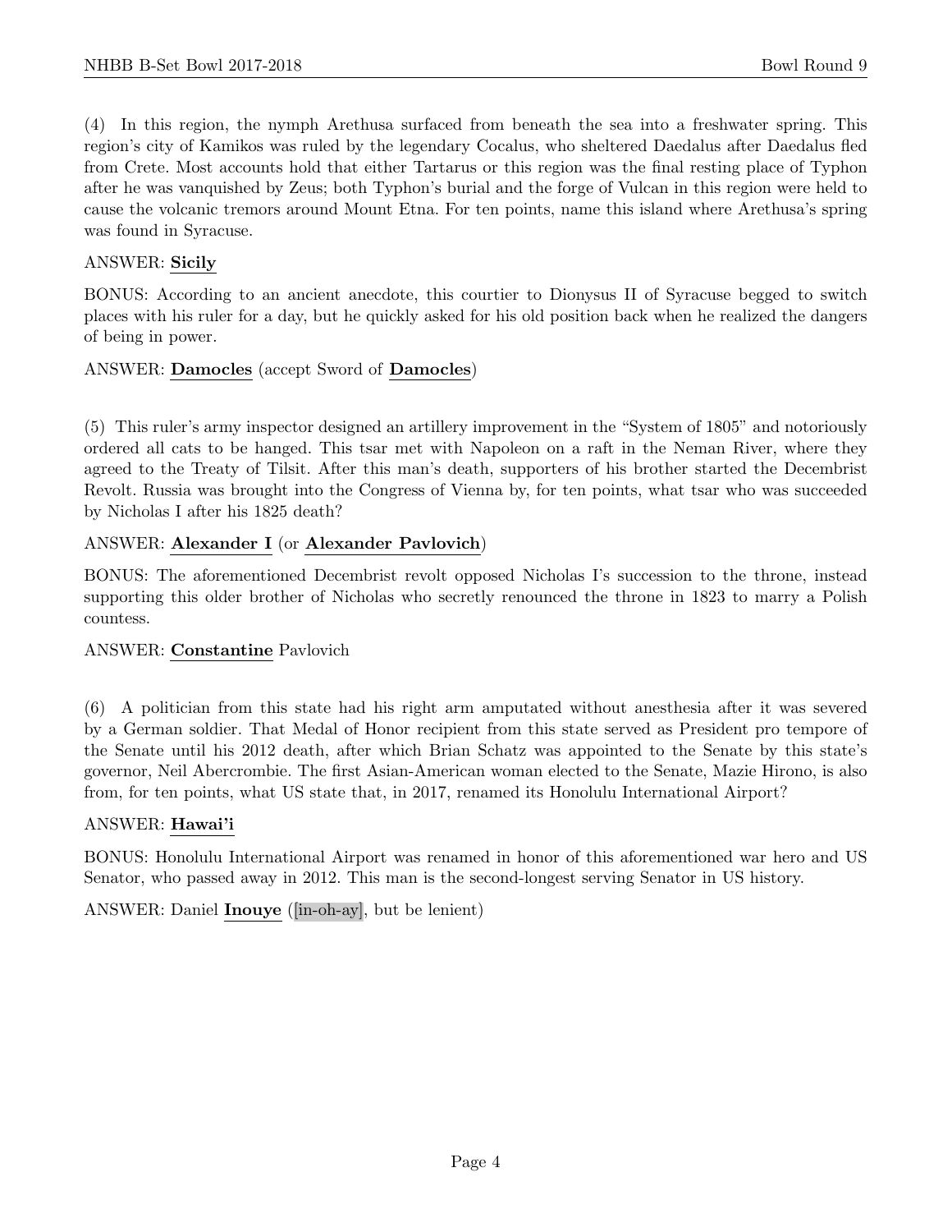(4) In this region, the nymph Arethusa surfaced from beneath the sea into a freshwater spring. This region's city of Kamikos was ruled by the legendary Cocalus, who sheltered Daedalus after Daedalus fled from Crete. Most accounts hold that either Tartarus or this region was the final resting place of Typhon after he was vanquished by Zeus; both Typhon's burial and the forge of Vulcan in this region were held to cause the volcanic tremors around Mount Etna. For ten points, name this island where Arethusa's spring was found in Syracuse.

ANSWER: **Sicily**

BONUS: According to an ancient anecdote, this courtier to Dionysus II of Syracuse begged to switch places with his ruler for a day, but he quickly asked for his old position back when he realized the dangers of being in power.

ANSWER: **Damocles** (accept Sword of **Damocles**)

(5) This ruler's army inspector designed an artillery improvement in the "System of 1805" and notoriously ordered all cats to be hanged. This tsar met with Napoleon on a raft in the Neman River, where they agreed to the Treaty of Tilsit. After this man's death, supporters of his brother started the Decembrist Revolt. Russia was brought into the Congress of Vienna by, for ten points, what tsar who was succeeded by Nicholas I after his 1825 death?

ANSWER: **Alexander I** (or **Alexander Pavlovich**)

BONUS: The aforementioned Decembrist revolt opposed Nicholas I's succession to the throne, instead supporting this older brother of Nicholas who secretly renounced the throne in 1823 to marry a Polish countess.

ANSWER: **Constantine** Pavlovich

(6) A politician from this state had his right arm amputated without anesthesia after it was severed by a German soldier. That Medal of Honor recipient from this state served as President pro tempore of the Senate until his 2012 death, after which Brian Schatz was appointed to the Senate by this state's governor, Neil Abercrombie. The first Asian-American woman elected to the Senate, Mazie Hirono, is also from, for ten points, what US state that, in 2017, renamed its Honolulu International Airport?

ANSWER: **Hawai'i**

BONUS: Honolulu International Airport was renamed in honor of this aforementioned war hero and US Senator, who passed away in 2012. This man is the second-longest serving Senator in US history.

ANSWER: Daniel **Inouye** ([in-oh-ay], but be lenient)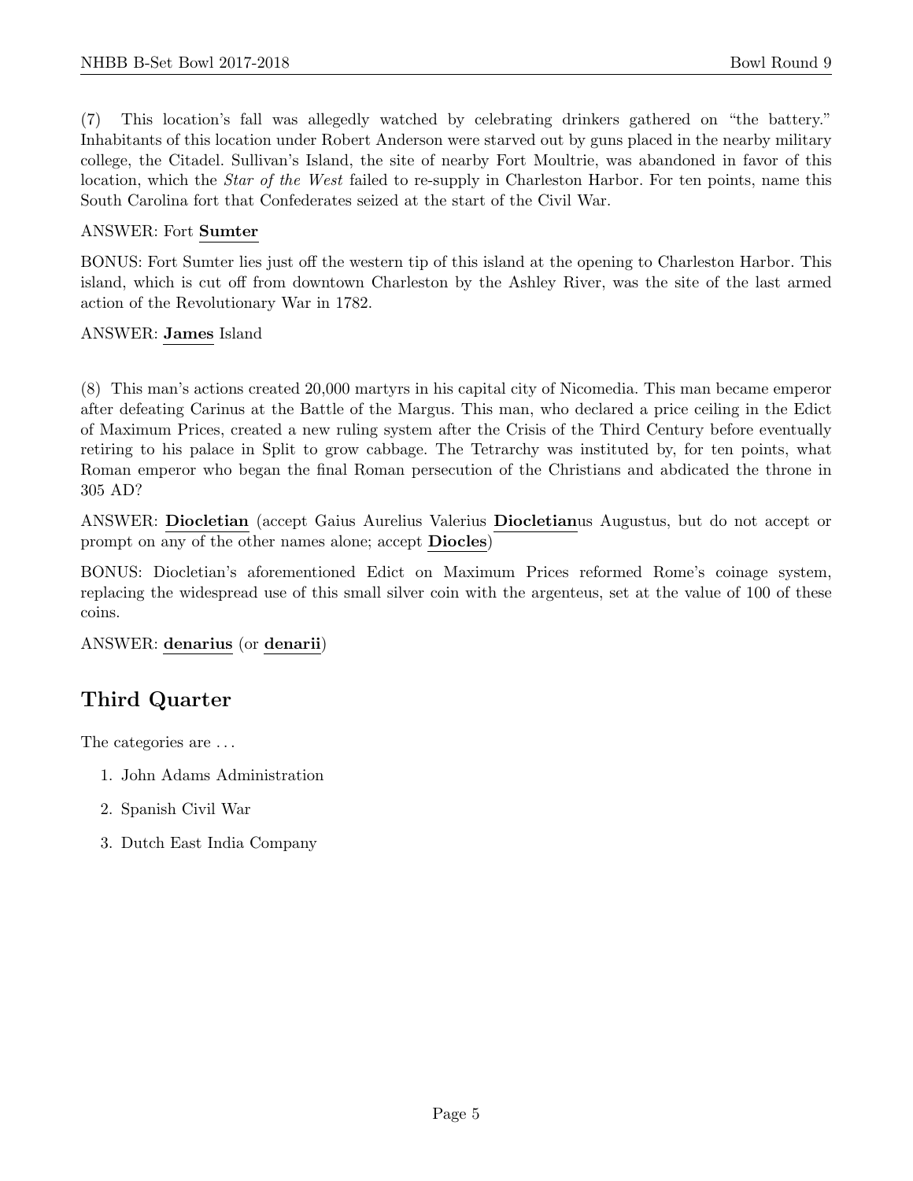(7) This location's fall was allegedly watched by celebrating drinkers gathered on "the battery." Inhabitants of this location under Robert Anderson were starved out by guns placed in the nearby military college, the Citadel. Sullivan's Island, the site of nearby Fort Moultrie, was abandoned in favor of this location, which the *Star of the West* failed to re-supply in Charleston Harbor. For ten points, name this South Carolina fort that Confederates seized at the start of the Civil War.

ANSWER: Fort **Sumter**

BONUS: Fort Sumter lies just off the western tip of this island at the opening to Charleston Harbor. This island, which is cut off from downtown Charleston by the Ashley River, was the site of the last armed action of the Revolutionary War in 1782.

ANSWER: **James** Island

(8) This man's actions created 20,000 martyrs in his capital city of Nicomedia. This man became emperor after defeating Carinus at the Battle of the Margus. This man, who declared a price ceiling in the Edict of Maximum Prices, created a new ruling system after the Crisis of the Third Century before eventually retiring to his palace in Split to grow cabbage. The Tetrarchy was instituted by, for ten points, what Roman emperor who began the final Roman persecution of the Christians and abdicated the throne in 305 AD?

ANSWER: **Diocletian** (accept Gaius Aurelius Valerius **Diocletian**us Augustus, but do not accept or prompt on any of the other names alone; accept **Diocles**)

BONUS: Diocletian's aforementioned Edict on Maximum Prices reformed Rome's coinage system, replacing the widespread use of this small silver coin with the argenteus, set at the value of 100 of these coins.

ANSWER: **denarius** (or **denarii**)

## Third Quarter

The categories are . . .

1. John Adams Administration
2. Spanish Civil War
3. Dutch East India Company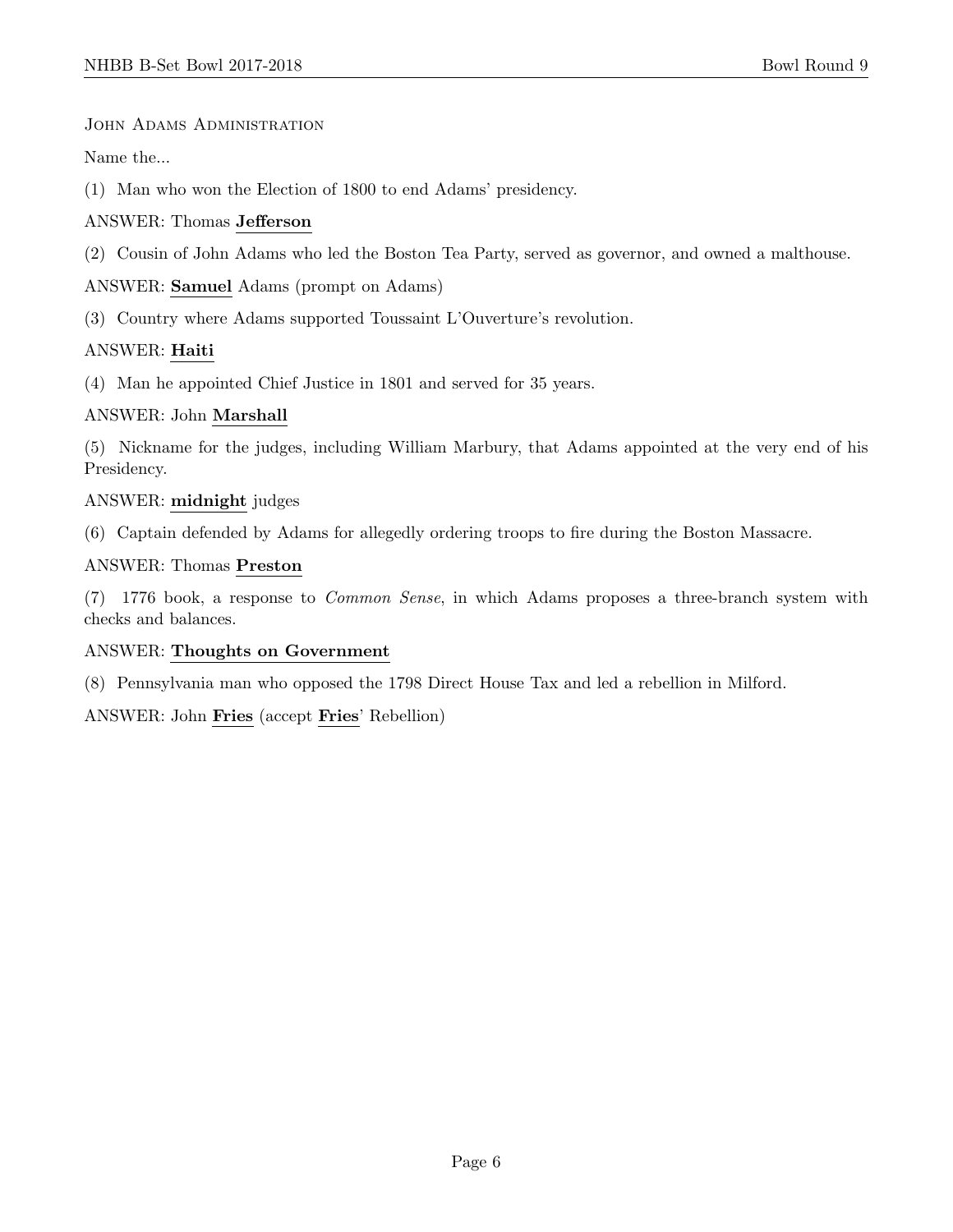John Adams Administration

Name the...

(1) Man who won the Election of 1800 to end Adams' presidency.

ANSWER: Thomas **Jefferson**

(2) Cousin of John Adams who led the Boston Tea Party, served as governor, and owned a malthouse.

ANSWER: **Samuel** Adams (prompt on Adams)

(3) Country where Adams supported Toussaint L'Ouverture's revolution.

ANSWER: **Haiti**

(4) Man he appointed Chief Justice in 1801 and served for 35 years.

ANSWER: John **Marshall**

(5) Nickname for the judges, including William Marbury, that Adams appointed at the very end of his Presidency.

ANSWER: **midnight** judges

(6) Captain defended by Adams for allegedly ordering troops to fire during the Boston Massacre.

ANSWER: Thomas **Preston**

(7) 1776 book, a response to *Common Sense*, in which Adams proposes a three-branch system with checks and balances.

ANSWER: **Thoughts on Government**

(8) Pennsylvania man who opposed the 1798 Direct House Tax and led a rebellion in Milford.

ANSWER: John **Fries** (accept **Fries**' Rebellion)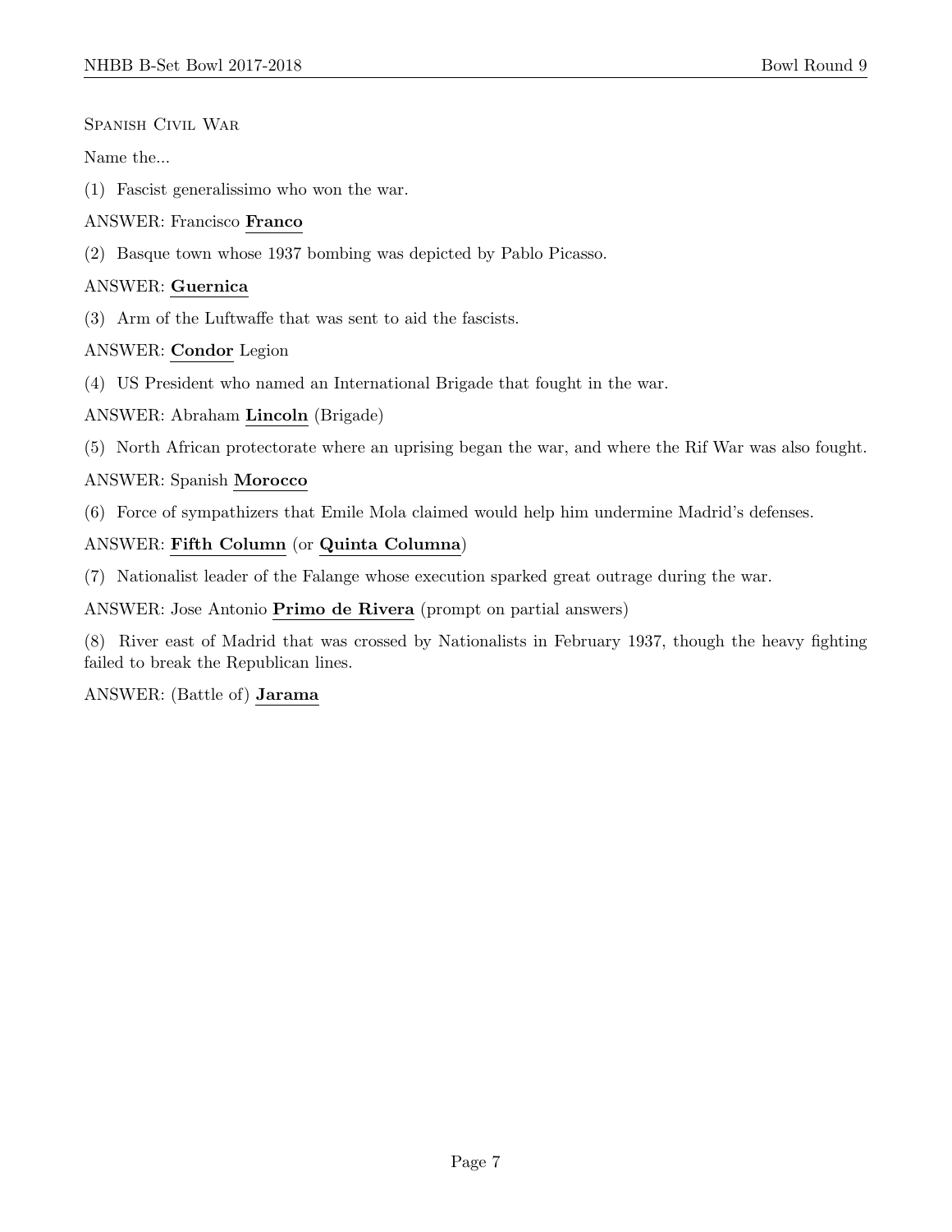Spanish Civil War

Name the...

(1) Fascist generalissimo who won the war.

ANSWER: Francisco **Franco**

(2) Basque town whose 1937 bombing was depicted by Pablo Picasso.

ANSWER: **Guernica**

(3) Arm of the Luftwaffe that was sent to aid the fascists.

ANSWER: **Condor** Legion

(4) US President who named an International Brigade that fought in the war.

ANSWER: Abraham **Lincoln** (Brigade)

(5) North African protectorate where an uprising began the war, and where the Rif War was also fought.

ANSWER: Spanish **Morocco**

(6) Force of sympathizers that Emile Mola claimed would help him undermine Madrid's defenses.

ANSWER: **Fifth Column** (or **Quinta Columna**)

(7) Nationalist leader of the Falange whose execution sparked great outrage during the war.

ANSWER: Jose Antonio **Primo de Rivera** (prompt on partial answers)

(8) River east of Madrid that was crossed by Nationalists in February 1937, though the heavy fighting failed to break the Republican lines.

ANSWER: (Battle of) **Jarama**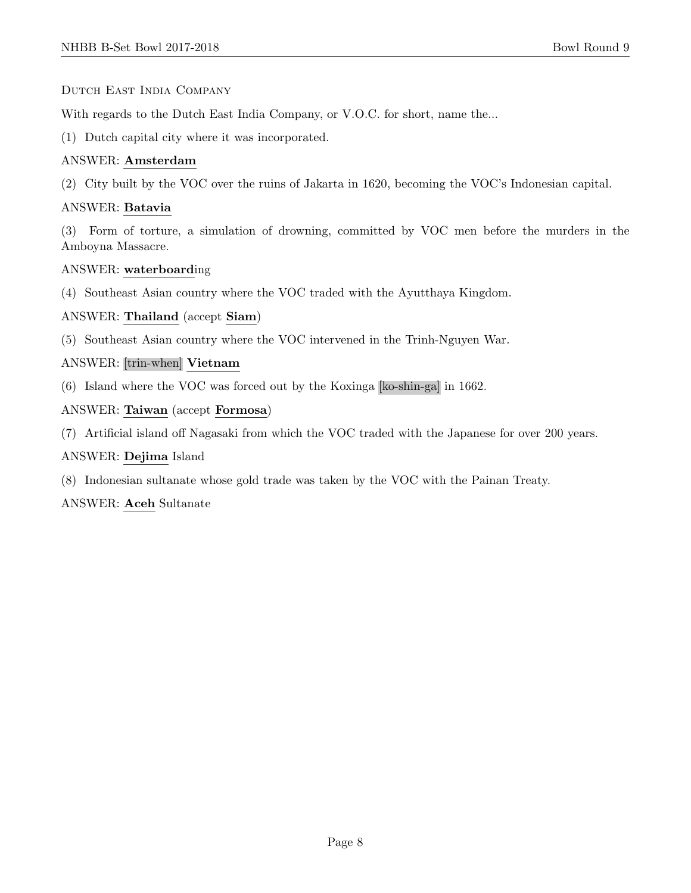### Dutch East India Company

With regards to the Dutch East India Company, or V.O.C. for short, name the...

(1) Dutch capital city where it was incorporated.

ANSWER: **Amsterdam**

(2) City built by the VOC over the ruins of Jakarta in 1620, becoming the VOC's Indonesian capital.

ANSWER: **Batavia**

(3) Form of torture, a simulation of drowning, committed by VOC men before the murders in the Amboyna Massacre.

ANSWER: **waterboard**ing

(4) Southeast Asian country where the VOC traded with the Ayutthaya Kingdom.

ANSWER: **Thailand** (accept **Siam**)

(5) Southeast Asian country where the VOC intervened in the Trinh-Nguyen War.

ANSWER: [trin-when] **Vietnam**

(6) Island where the VOC was forced out by the Koxinga [ko-shin-ga] in 1662.

ANSWER: **Taiwan** (accept **Formosa**)

(7) Artificial island off Nagasaki from which the VOC traded with the Japanese for over 200 years.

ANSWER: **Dejima** Island

(8) Indonesian sultanate whose gold trade was taken by the VOC with the Painan Treaty.

ANSWER: **Aceh** Sultanate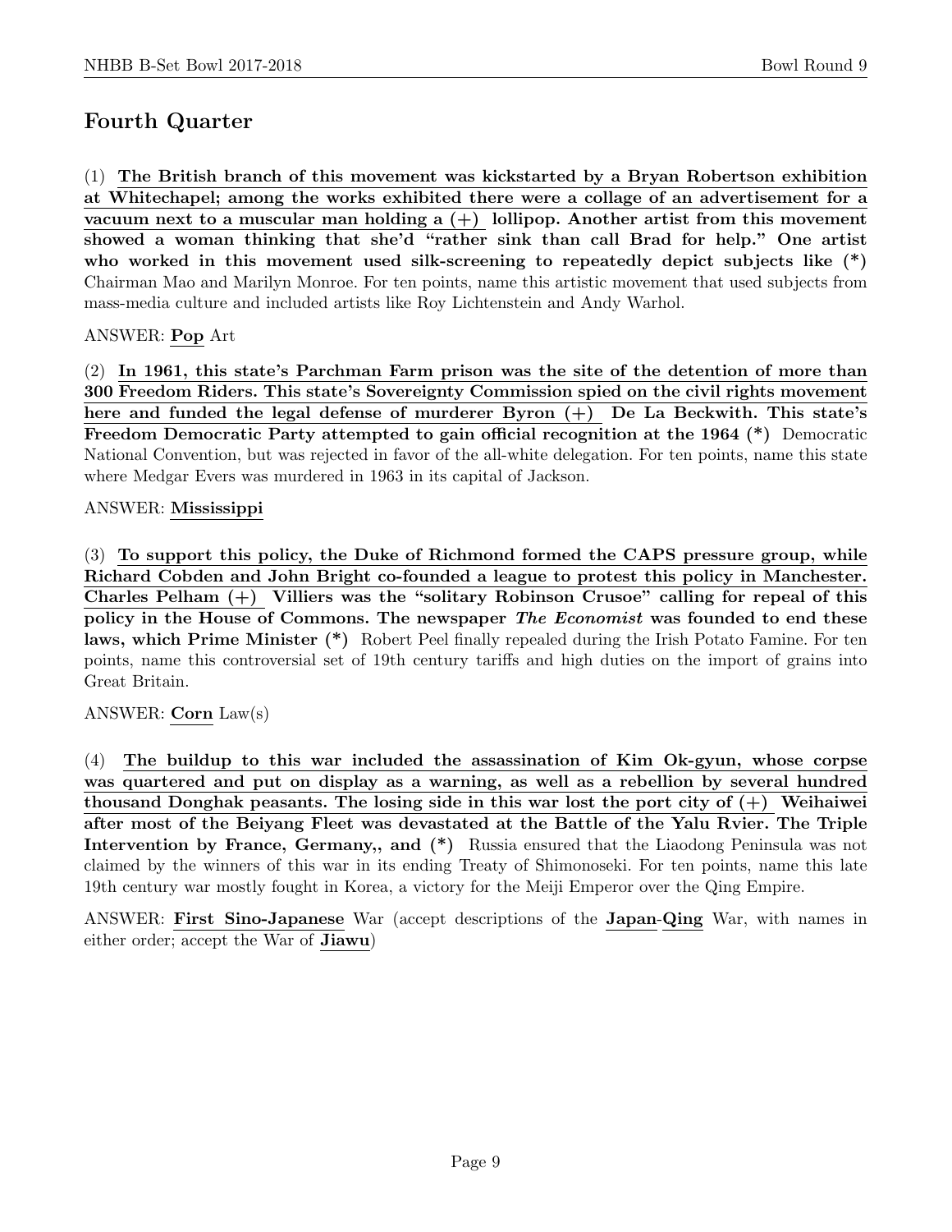## Fourth Quarter

(1) **The British branch of this movement was kickstarted by a Bryan Robertson exhibition at Whitechapel; among the works exhibited there were a collage of an advertisement for a vacuum next to a muscular man holding a (+) lollipop. Another artist from this movement showed a woman thinking that she'd "rather sink than call Brad for help." One artist who worked in this movement used silk-screening to repeatedly depict subjects like (*)** Chairman Mao and Marilyn Monroe. For ten points, name this artistic movement that used subjects from mass-media culture and included artists like Roy Lichtenstein and Andy Warhol.

ANSWER: **Pop** Art

(2) **In 1961, this state's Parchman Farm prison was the site of the detention of more than 300 Freedom Riders. This state's Sovereignty Commission spied on the civil rights movement here and funded the legal defense of murderer Byron (+) De La Beckwith. This state's Freedom Democratic Party attempted to gain official recognition at the 1964 (*)** Democratic National Convention, but was rejected in favor of the all-white delegation. For ten points, name this state where Medgar Evers was murdered in 1963 in its capital of Jackson.

ANSWER: **Mississippi**

(3) **To support this policy, the Duke of Richmond formed the CAPS pressure group, while Richard Cobden and John Bright co-founded a league to protest this policy in Manchester. Charles Pelham (+) Villiers was the "solitary Robinson Crusoe" calling for repeal of this policy in the House of Commons. The newspaper *The Economist* was founded to end these laws, which Prime Minister (*)** Robert Peel finally repealed during the Irish Potato Famine. For ten points, name this controversial set of 19th century tariffs and high duties on the import of grains into Great Britain.

ANSWER: **Corn** Law(s)

(4) **The buildup to this war included the assassination of Kim Ok-gyun, whose corpse was quartered and put on display as a warning, as well as a rebellion by several hundred thousand Donghak peasants. The losing side in this war lost the port city of (+) Weihaiwei after most of the Beiyang Fleet was devastated at the Battle of the Yalu Rvier. The Triple Intervention by France, Germany,, and (*)** Russia ensured that the Liaodong Peninsula was not claimed by the winners of this war in its ending Treaty of Shimonoseki. For ten points, name this late 19th century war mostly fought in Korea, a victory for the Meiji Emperor over the Qing Empire.

ANSWER: **First Sino-Japanese** War (accept descriptions of the **Japan**-**Qing** War, with names in either order; accept the War of **Jiawu**)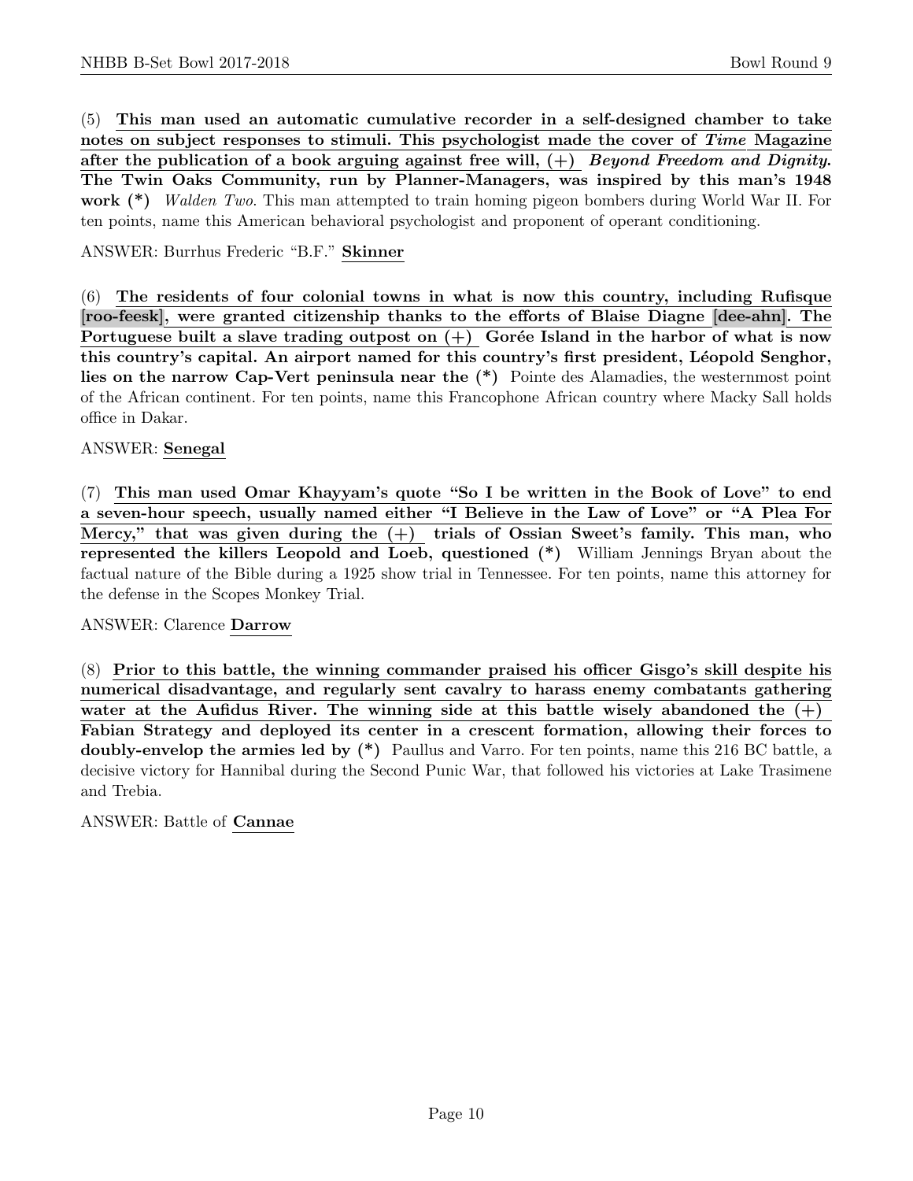(5) **This man used an automatic cumulative recorder in a self-designed chamber to take notes on subject responses to stimuli. This psychologist made the cover of *Time* Magazine after the publication of a book arguing against free will, (+) *Beyond Freedom and Dignity.* The Twin Oaks Community, run by Planner-Managers, was inspired by this man's 1948 work (*)** *Walden Two*. This man attempted to train homing pigeon bombers during World War II. For ten points, name this American behavioral psychologist and proponent of operant conditioning.

ANSWER: Burrhus Frederic "B.F." **Skinner**

(6) **The residents of four colonial towns in what is now this country, including Rufisque [roo-feesk], were granted citizenship thanks to the efforts of Blaise Diagne [dee-ahn]. The Portuguese built a slave trading outpost on (+) Gorée Island in the harbor of what is now this country's capital. An airport named for this country's first president, Léopold Senghor, lies on the narrow Cap-Vert peninsula near the (*)** Pointe des Alamadies, the westernmost point of the African continent. For ten points, name this Francophone African country where Macky Sall holds office in Dakar.

ANSWER: **Senegal**

(7) **This man used Omar Khayyam's quote "So I be written in the Book of Love" to end a seven-hour speech, usually named either "I Believe in the Law of Love" or "A Plea For Mercy," that was given during the (+) trials of Ossian Sweet's family. This man, who represented the killers Leopold and Loeb, questioned (*)** William Jennings Bryan about the factual nature of the Bible during a 1925 show trial in Tennessee. For ten points, name this attorney for the defense in the Scopes Monkey Trial.

ANSWER: Clarence **Darrow**

(8) **Prior to this battle, the winning commander praised his officer Gisgo's skill despite his numerical disadvantage, and regularly sent cavalry to harass enemy combatants gathering water at the Aufidus River. The winning side at this battle wisely abandoned the (+) Fabian Strategy and deployed its center in a crescent formation, allowing their forces to doubly-envelop the armies led by (*)** Paullus and Varro. For ten points, name this 216 BC battle, a decisive victory for Hannibal during the Second Punic War, that followed his victories at Lake Trasimene and Trebia.

ANSWER: Battle of **Cannae**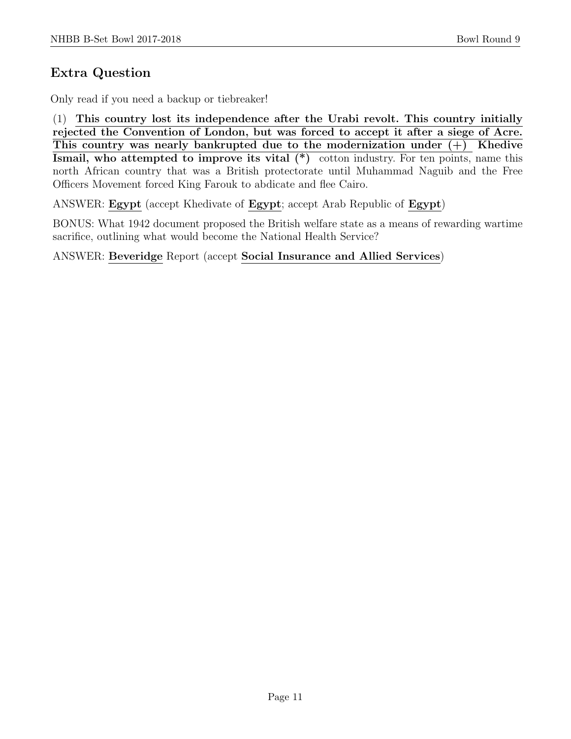## Extra Question

Only read if you need a backup or tiebreaker!

(1) **This country lost its independence after the Urabi revolt. This country initially rejected the Convention of London, but was forced to accept it after a siege of Acre. This country was nearly bankrupted due to the modernization under (+) Khedive Ismail, who attempted to improve its vital (*)** cotton industry. For ten points, name this north African country that was a British protectorate until Muhammad Naguib and the Free Officers Movement forced King Farouk to abdicate and flee Cairo.

ANSWER: **Egypt** (accept Khedivate of **Egypt**; accept Arab Republic of **Egypt**)

BONUS: What 1942 document proposed the British welfare state as a means of rewarding wartime sacrifice, outlining what would become the National Health Service?

ANSWER: **Beveridge** Report (accept **Social Insurance and Allied Services**)